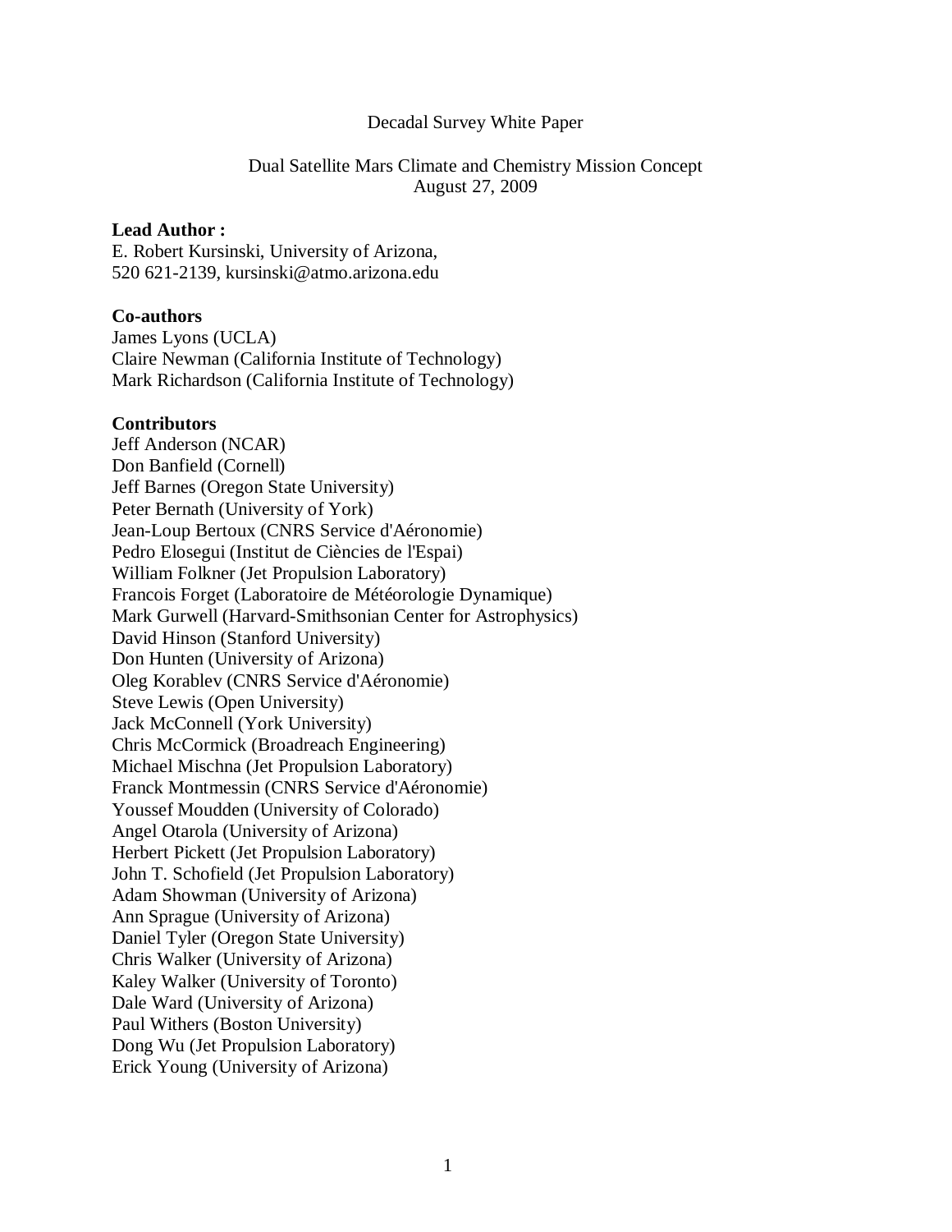Decadal Survey White Paper

# Dual Satellite Mars Climate and Chemistry Mission Concept

August 27, 2009

**Lead Author :**
E. Robert Kursinski, University of Arizona,
520 621-2139, kursinski@atmo.arizona.edu

**Co-authors**
James Lyons (UCLA)
Claire Newman (California Institute of Technology)
Mark Richardson (California Institute of Technology)

**Contributors**
Jeff Anderson (NCAR)
Don Banfield (Cornell)
Jeff Barnes (Oregon State University)
Peter Bernath (University of York)
Jean-Loup Bertoux (CNRS Service d'Aéronomie)
Pedro Elosegui (Institut de Ciències de l'Espai)
William Folkner (Jet Propulsion Laboratory)
Francois Forget (Laboratoire de Météorologie Dynamique)
Mark Gurwell (Harvard-Smithsonian Center for Astrophysics)
David Hinson (Stanford University)
Don Hunten (University of Arizona)
Oleg Korablev (CNRS Service d'Aéronomie)
Steve Lewis (Open University)
Jack McConnell (York University)
Chris McCormick (Broadreach Engineering)
Michael Mischna (Jet Propulsion Laboratory)
Franck Montmessin (CNRS Service d'Aéronomie)
Youssef Moudden (University of Colorado)
Angel Otarola (University of Arizona)
Herbert Pickett (Jet Propulsion Laboratory)
John T. Schofield (Jet Propulsion Laboratory)
Adam Showman (University of Arizona)
Ann Sprague (University of Arizona)
Daniel Tyler (Oregon State University)
Chris Walker (University of Arizona)
Kaley Walker (University of Toronto)
Dale Ward (University of Arizona)
Paul Withers (Boston University)
Dong Wu (Jet Propulsion Laboratory)
Erick Young (University of Arizona)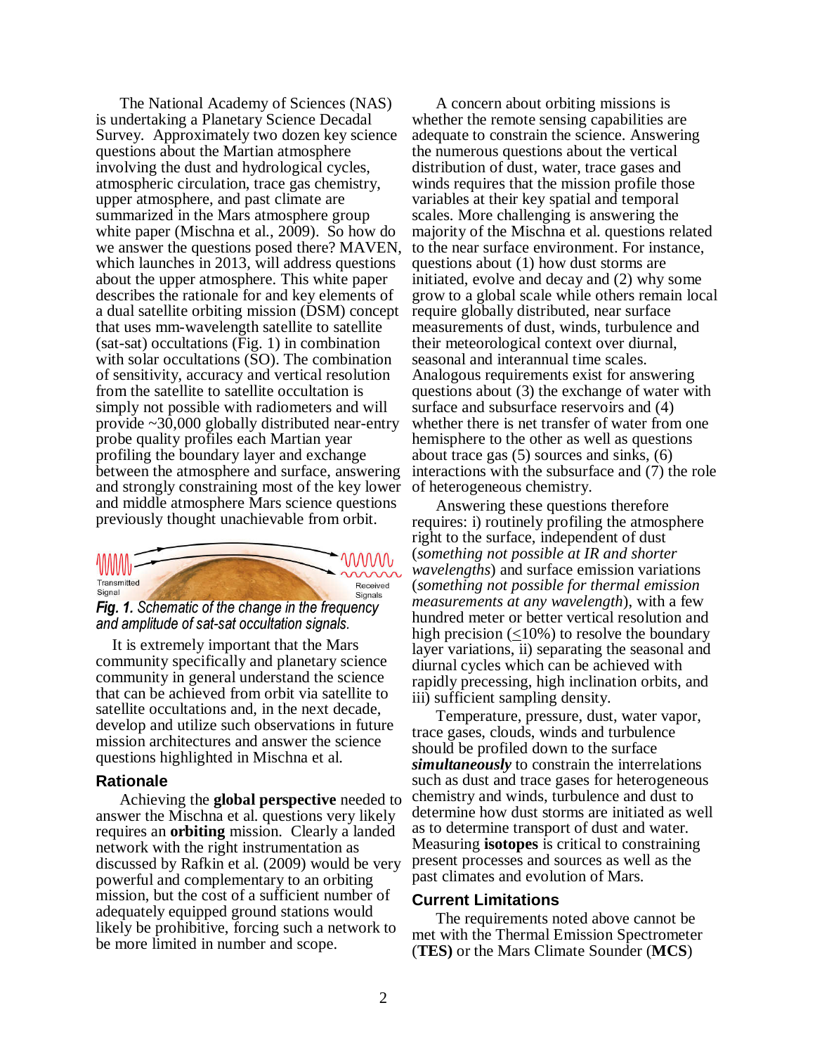The National Academy of Sciences (NAS) is undertaking a Planetary Science Decadal Survey. Approximately two dozen key science questions about the Martian atmosphere involving the dust and hydrological cycles, atmospheric circulation, trace gas chemistry, upper atmosphere, and past climate are summarized in the Mars atmosphere group white paper (Mischna et al., 2009). So how do we answer the questions posed there? MAVEN, which launches in 2013, will address questions about the upper atmosphere. This white paper describes the rationale for and key elements of a dual satellite orbiting mission (DSM) concept that uses mm-wavelength satellite to satellite (sat-sat) occultations (Fig. 1) in combination with solar occultations (SO). The combination of sensitivity, accuracy and vertical resolution from the satellite to satellite occultation is simply not possible with radiometers and will provide ~30,000 globally distributed near-entry probe quality profiles each Martian year profiling the boundary layer and exchange between the atmosphere and surface, answering and strongly constraining most of the key lower and middle atmosphere Mars science questions previously thought unachievable from orbit.

***Fig. 1.*** *Schematic of the change in the frequency and amplitude of sat-sat occultation signals.*

It is extremely important that the Mars community specifically and planetary science community in general understand the science that can be achieved from orbit via satellite to satellite occultations and, in the next decade, develop and utilize such observations in future mission architectures and answer the science questions highlighted in Mischna et al.

## Rationale

Achieving the **global perspective** needed to answer the Mischna et al. questions very likely requires an **orbiting** mission. Clearly a landed network with the right instrumentation as discussed by Rafkin et al. (2009) would be very powerful and complementary to an orbiting mission, but the cost of a sufficient number of adequately equipped ground stations would likely be prohibitive, forcing such a network to be more limited in number and scope.

A concern about orbiting missions is whether the remote sensing capabilities are adequate to constrain the science. Answering the numerous questions about the vertical distribution of dust, water, trace gases and winds requires that the mission profile those variables at their key spatial and temporal scales. More challenging is answering the majority of the Mischna et al. questions related to the near surface environment. For instance, questions about (1) how dust storms are initiated, evolve and decay and (2) why some grow to a global scale while others remain local require globally distributed, near surface measurements of dust, winds, turbulence and their meteorological context over diurnal, seasonal and interannual time scales. Analogous requirements exist for answering questions about (3) the exchange of water with surface and subsurface reservoirs and (4) whether there is net transfer of water from one hemisphere to the other as well as questions about trace gas (5) sources and sinks, (6) interactions with the subsurface and (7) the role of heterogeneous chemistry.

Answering these questions therefore requires: i) routinely profiling the atmosphere right to the surface, independent of dust (*something not possible at IR and shorter wavelengths*) and surface emission variations (*something not possible for thermal emission measurements at any wavelength*), with a few hundred meter or better vertical resolution and high precision ($\leq$10%) to resolve the boundary layer variations, ii) separating the seasonal and diurnal cycles which can be achieved with rapidly precessing, high inclination orbits, and iii) sufficient sampling density.

Temperature, pressure, dust, water vapor, trace gases, clouds, winds and turbulence should be profiled down to the surface ***simultaneously*** to constrain the interrelations such as dust and trace gases for heterogeneous chemistry and winds, turbulence and dust to determine how dust storms are initiated as well as to determine transport of dust and water. Measuring **isotopes** is critical to constraining present processes and sources as well as the past climates and evolution of Mars.

## Current Limitations

The requirements noted above cannot be met with the Thermal Emission Spectrometer (**TES)** or the Mars Climate Sounder (**MCS**)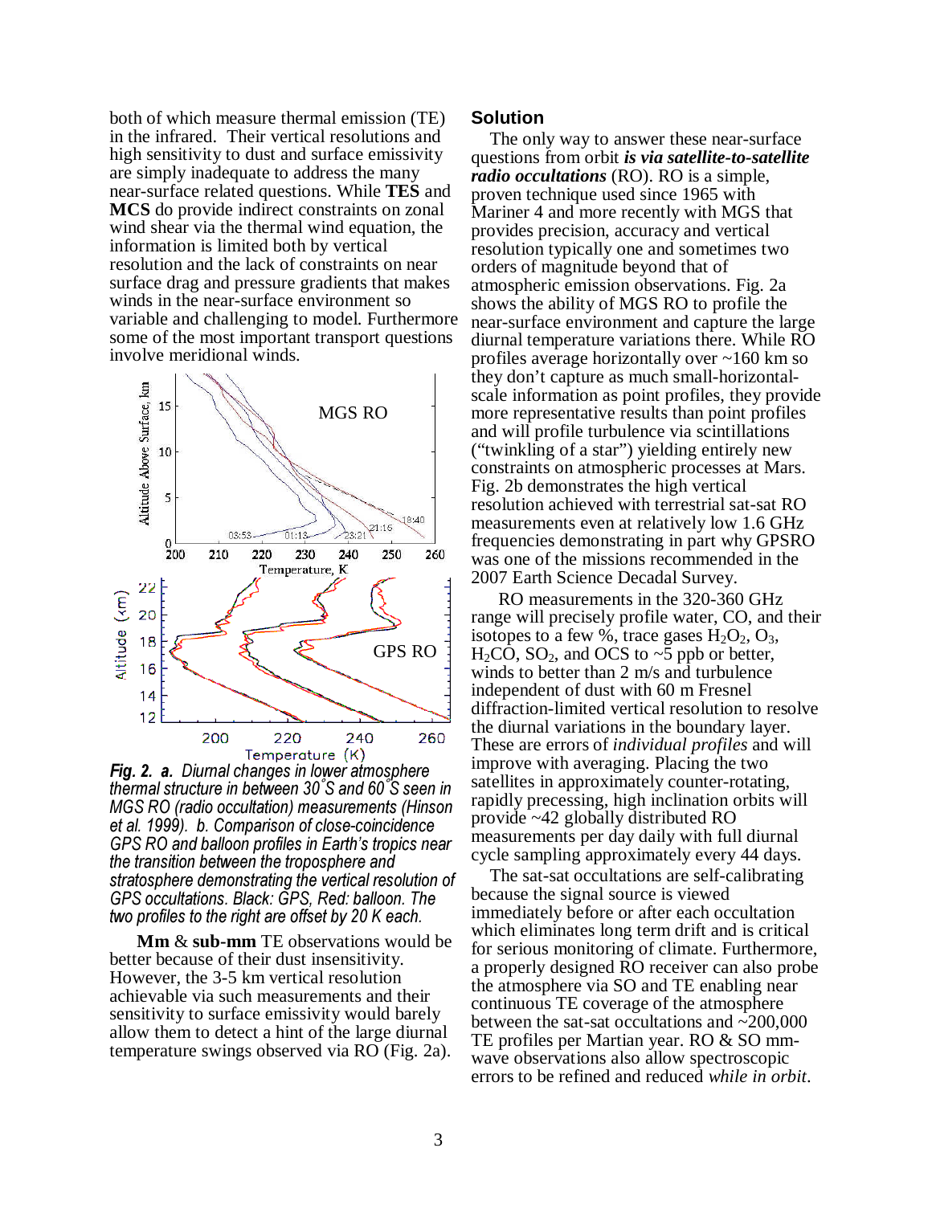both of which measure thermal emission (TE) in the infrared. Their vertical resolutions and high sensitivity to dust and surface emissivity are simply inadequate to address the many near-surface related questions. While **TES** and **MCS** do provide indirect constraints on zonal wind shear via the thermal wind equation, the information is limited both by vertical resolution and the lack of constraints on near surface drag and pressure gradients that makes winds in the near-surface environment so variable and challenging to model. Furthermore some of the most important transport questions involve meridional winds.

***Fig. 2. a.*** *Diurnal changes in lower atmosphere thermal structure in between 30°S and 60°S seen in MGS RO (radio occultation) measurements (Hinson et al. 1999). b. Comparison of close-coincidence GPS RO and balloon profiles in Earth's tropics near the transition between the troposphere and stratosphere demonstrating the vertical resolution of GPS occultations. Black: GPS, Red: balloon. The two profiles to the right are offset by 20 K each.*

**Mm** & **sub-mm** TE observations would be better because of their dust insensitivity. However, the 3-5 km vertical resolution achievable via such measurements and their sensitivity to surface emissivity would barely allow them to detect a hint of the large diurnal temperature swings observed via RO (Fig. 2a).

## Solution

The only way to answer these near-surface questions from orbit ***is via satellite-to-satellite radio occultations*** (RO). RO is a simple, proven technique used since 1965 with Mariner 4 and more recently with MGS that provides precision, accuracy and vertical resolution typically one and sometimes two orders of magnitude beyond that of atmospheric emission observations. Fig. 2a shows the ability of MGS RO to profile the near-surface environment and capture the large diurnal temperature variations there. While RO profiles average horizontally over ~160 km so they don't capture as much small-horizontal-scale information as point profiles, they provide more representative results than point profiles and will profile turbulence via scintillations ("twinkling of a star") yielding entirely new constraints on atmospheric processes at Mars. Fig. 2b demonstrates the high vertical resolution achieved with terrestrial sat-sat RO measurements even at relatively low 1.6 GHz frequencies demonstrating in part why GPSRO was one of the missions recommended in the 2007 Earth Science Decadal Survey.

RO measurements in the 320-360 GHz range will precisely profile water, CO, and their isotopes to a few %, trace gases $H_2O_2$, $O_3$, $H_2CO$, $SO_2$, and OCS to ~5 ppb or better, winds to better than 2 m/s and turbulence independent of dust with 60 m Fresnel diffraction-limited vertical resolution to resolve the diurnal variations in the boundary layer. These are errors of *individual profiles* and will improve with averaging. Placing the two satellites in approximately counter-rotating, rapidly precessing, high inclination orbits will provide ~42 globally distributed RO measurements per day daily with full diurnal cycle sampling approximately every 44 days.

The sat-sat occultations are self-calibrating because the signal source is viewed immediately before or after each occultation which eliminates long term drift and is critical for serious monitoring of climate. Furthermore, a properly designed RO receiver can also probe the atmosphere via SO and TE enabling near continuous TE coverage of the atmosphere between the sat-sat occultations and ~200,000 TE profiles per Martian year. RO & SO mm-wave observations also allow spectroscopic errors to be refined and reduced *while in orbit*.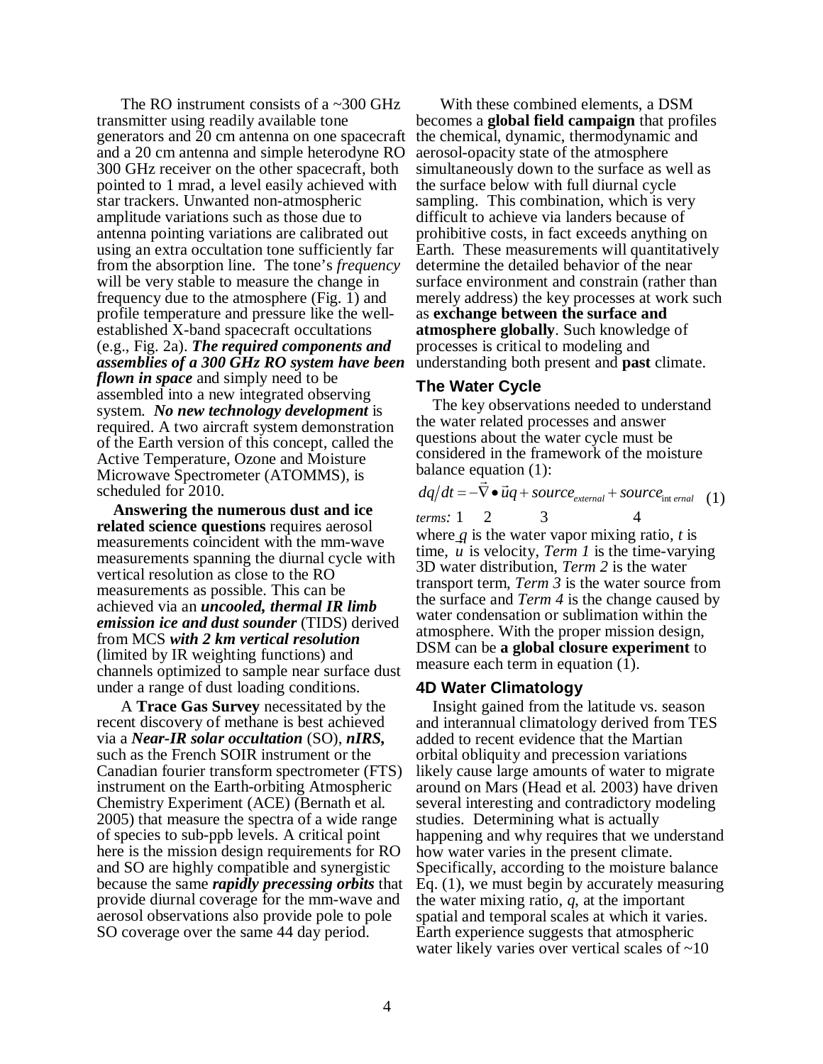The RO instrument consists of a ~300 GHz transmitter using readily available tone generators and 20 cm antenna on one spacecraft and a 20 cm antenna and simple heterodyne RO 300 GHz receiver on the other spacecraft, both pointed to 1 mrad, a level easily achieved with star trackers. Unwanted non-atmospheric amplitude variations such as those due to antenna pointing variations are calibrated out using an extra occultation tone sufficiently far from the absorption line. The tone's *frequency* will be very stable to measure the change in frequency due to the atmosphere (Fig. 1) and profile temperature and pressure like the well-established X-band spacecraft occultations (e.g., Fig. 2a). ***The required components and assemblies of a 300 GHz RO system have been flown in space*** and simply need to be assembled into a new integrated observing system. ***No new technology development*** is required. A two aircraft system demonstration of the Earth version of this concept, called the Active Temperature, Ozone and Moisture Microwave Spectrometer (ATOMMS), is scheduled for 2010.

**Answering the numerous dust and ice related science questions** requires aerosol measurements coincident with the mm-wave measurements spanning the diurnal cycle with vertical resolution as close to the RO measurements as possible. This can be achieved via an ***uncooled, thermal IR limb emission ice and dust sounder*** (TIDS) derived from MCS ***with 2 km vertical resolution*** (limited by IR weighting functions) and channels optimized to sample near surface dust under a range of dust loading conditions.

A **Trace Gas Survey** necessitated by the recent discovery of methane is best achieved via a ***Near-IR solar occultation*** (SO), ***nIRS,*** such as the French SOIR instrument or the Canadian fourier transform spectrometer (FTS) instrument on the Earth-orbiting Atmospheric Chemistry Experiment (ACE) (Bernath et al. 2005) that measure the spectra of a wide range of species to sub-ppb levels. A critical point here is the mission design requirements for RO and SO are highly compatible and synergistic because the same ***rapidly precessing orbits*** that provide diurnal coverage for the mm-wave and aerosol observations also provide pole to pole SO coverage over the same 44 day period.

With these combined elements, a DSM becomes a **global field campaign** that profiles the chemical, dynamic, thermodynamic and aerosol-opacity state of the atmosphere simultaneously down to the surface as well as the surface below with full diurnal cycle sampling. This combination, which is very difficult to achieve via landers because of prohibitive costs, in fact exceeds anything on Earth. These measurements will quantitatively determine the detailed behavior of the near surface environment and constrain (rather than merely address) the key processes at work such as **exchange between the surface and atmosphere globally**. Such knowledge of processes is critical to modeling and understanding both present and **past** climate.

## The Water Cycle

The key observations needed to understand the water related processes and answer questions about the water cycle must be considered in the framework of the moisture balance equation (1):

$$dq/dt = -\vec{\nabla} \bullet \vec{u}q + source_{external} + source_{internal} \quad (1)$$

*terms:* 1 2 3 4

where $q$ is the water vapor mixing ratio, $t$ is time, $u$ is velocity, *Term 1* is the time-varying 3D water distribution, *Term 2* is the water transport term, *Term 3* is the water source from the surface and *Term 4* is the change caused by water condensation or sublimation within the atmosphere. With the proper mission design, DSM can be **a global closure experiment** to measure each term in equation (1).

## 4D Water Climatology

Insight gained from the latitude vs. season and interannual climatology derived from TES added to recent evidence that the Martian orbital obliquity and precession variations likely cause large amounts of water to migrate around on Mars (Head et al. 2003) have driven several interesting and contradictory modeling studies. Determining what is actually happening and why requires that we understand how water varies in the present climate. Specifically, according to the moisture balance Eq. (1), we must begin by accurately measuring the water mixing ratio, $q$, at the important spatial and temporal scales at which it varies. Earth experience suggests that atmospheric water likely varies over vertical scales of ~10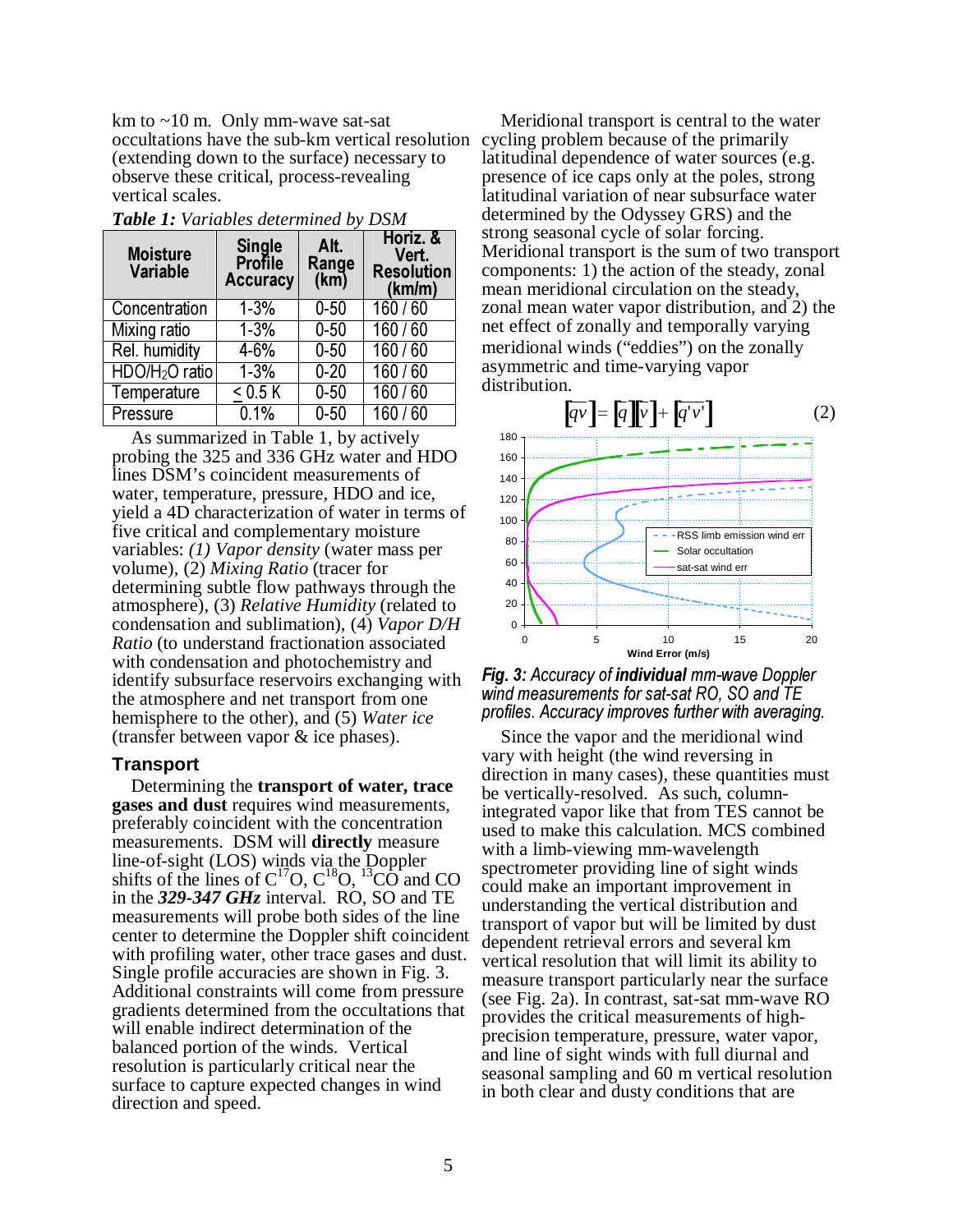km to ~10 m. Only mm-wave sat-sat occultations have the sub-km vertical resolution (extending down to the surface) necessary to observe these critical, process-revealing vertical scales.

***Table 1:*** *Variables determined by DSM*

| Moisture Variable | Single Profile Accuracy | Alt. Range (km) | Horiz. & Vert. Resolution (km/m) |
|---|---|---|---|
| Concentration | 1-3% | 0-50 | 160 / 60 |
| Mixing ratio | 1-3% | 0-50 | 160 / 60 |
| Rel. humidity | 4-6% | 0-50 | 160 / 60 |
| $HDO/H_2O$ ratio | 1-3% | 0-20 | 160 / 60 |
| Temperature | < 0.5 K | 0-50 | 160 / 60 |
| Pressure | 0.1% | 0-50 | 160 / 60 |

As summarized in Table 1, by actively probing the 325 and 336 GHz water and HDO lines DSM's coincident measurements of water, temperature, pressure, HDO and ice, yield a 4D characterization of water in terms of five critical and complementary moisture variables: *(1) Vapor density* (water mass per volume), (2) *Mixing Ratio* (tracer for determining subtle flow pathways through the atmosphere), (3) *Relative Humidity* (related to condensation and sublimation), (4) *Vapor D/H Ratio* (to understand fractionation associated with condensation and photochemistry and identify subsurface reservoirs exchanging with the atmosphere and net transport from one hemisphere to the other), and (5) *Water ice* (transfer between vapor & ice phases).

### Transport

Determining the **transport of water, trace gases and dust** requires wind measurements, preferably coincident with the concentration measurements. DSM will **directly** measure line-of-sight (LOS) winds via the Doppler shifts of the lines of $C^{17}O$, $C^{18}O$, $^{13}CO$ and CO in the ***329-347 GHz*** interval. RO, SO and TE measurements will probe both sides of the line center to determine the Doppler shift coincident with profiling water, other trace gases and dust. Single profile accuracies are shown in Fig. 3. Additional constraints will come from pressure gradients determined from the occultations that will enable indirect determination of the balanced portion of the winds. Vertical resolution is particularly critical near the surface to capture expected changes in wind direction and speed.

Meridional transport is central to the water cycling problem because of the primarily latitudinal dependence of water sources (e.g. presence of ice caps only at the poles, strong latitudinal variation of near subsurface water determined by the Odyssey GRS) and the strong seasonal cycle of solar forcing. Meridional transport is the sum of two transport components: 1) the action of the steady, zonal mean meridional circulation on the steady, zonal mean water vapor distribution, and 2) the net effect of zonally and temporally varying meridional winds ("eddies") on the zonally asymmetric and time-varying vapor distribution.

$$\left[\overline{qv}\right] = \left[\bar{q}\right]\left[\bar{v}\right] + \left[\overline{q'v'}\right] \qquad (2)$$

***Fig. 3:*** *Accuracy of* ***individual*** *mm-wave Doppler wind measurements for sat-sat RO, SO and TE profiles. Accuracy improves further with averaging.*

Since the vapor and the meridional wind vary with height (the wind reversing in direction in many cases), these quantities must be vertically-resolved. As such, column-integrated vapor like that from TES cannot be used to make this calculation. MCS combined with a limb-viewing mm-wavelength spectrometer providing line of sight winds could make an important improvement in understanding the vertical distribution and transport of vapor but will be limited by dust dependent retrieval errors and several km vertical resolution that will limit its ability to measure transport particularly near the surface (see Fig. 2a). In contrast, sat-sat mm-wave RO provides the critical measurements of high-precision temperature, pressure, water vapor, and line of sight winds with full diurnal and seasonal sampling and 60 m vertical resolution in both clear and dusty conditions that are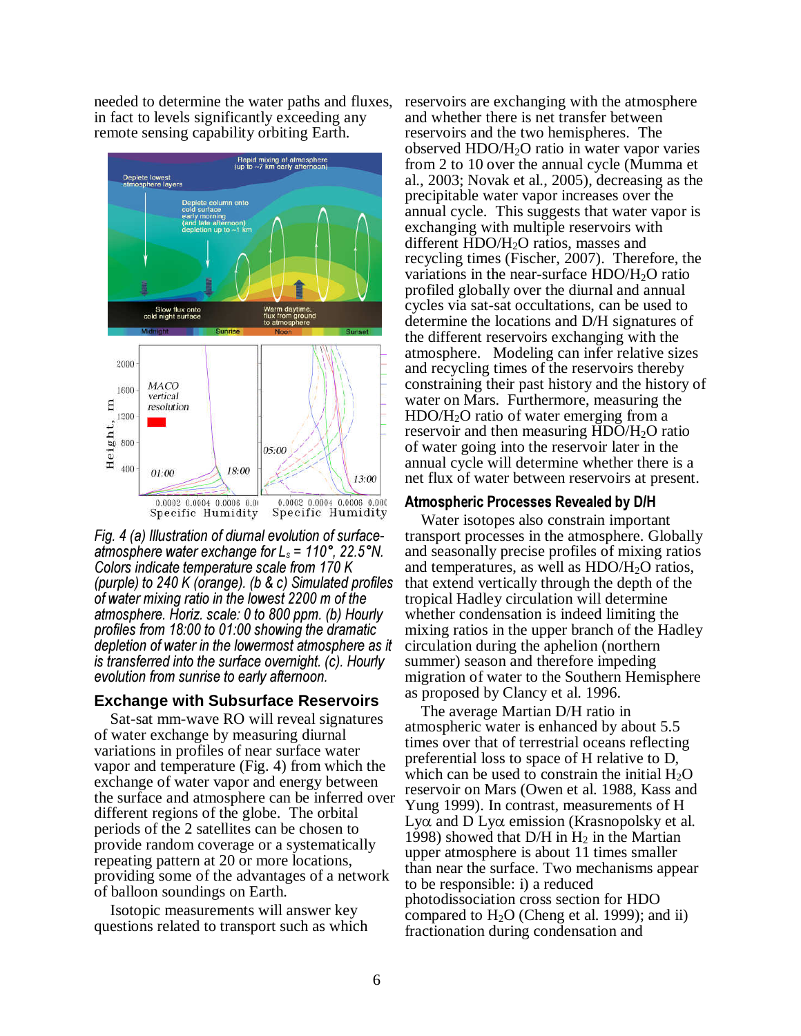needed to determine the water paths and fluxes, in fact to levels significantly exceeding any remote sensing capability orbiting Earth.

*Fig. 4 (a) Illustration of diurnal evolution of surface-atmosphere water exchange for $L_s$ = 110°, 22.5°N. Colors indicate temperature scale from 170 K (purple) to 240 K (orange). (b & c) Simulated profiles of water mixing ratio in the lowest 2200 m of the atmosphere. Horiz. scale: 0 to 800 ppm. (b) Hourly profiles from 18:00 to 01:00 showing the dramatic depletion of water in the lowermost atmosphere as it is transferred into the surface overnight. (c). Hourly evolution from sunrise to early afternoon.*

### Exchange with Subsurface Reservoirs

Sat-sat mm-wave RO will reveal signatures of water exchange by measuring diurnal variations in profiles of near surface water vapor and temperature (Fig. 4) from which the exchange of water vapor and energy between the surface and atmosphere can be inferred over different regions of the globe. The orbital periods of the 2 satellites can be chosen to provide random coverage or a systematically repeating pattern at 20 or more locations, providing some of the advantages of a network of balloon soundings on Earth.

Isotopic measurements will answer key questions related to transport such as which reservoirs are exchanging with the atmosphere and whether there is net transfer between reservoirs and the two hemispheres. The observed $HDO/H_2O$ ratio in water vapor varies from 2 to 10 over the annual cycle (Mumma et al., 2003; Novak et al., 2005), decreasing as the precipitable water vapor increases over the annual cycle. This suggests that water vapor is exchanging with multiple reservoirs with different $HDO/H_2O$ ratios, masses and recycling times (Fischer, 2007). Therefore, the variations in the near-surface $HDO/H_2O$ ratio profiled globally over the diurnal and annual cycles via sat-sat occultations, can be used to determine the locations and D/H signatures of the different reservoirs exchanging with the atmosphere. Modeling can infer relative sizes and recycling times of the reservoirs thereby constraining their past history and the history of water on Mars. Furthermore, measuring the $HDO/H_2O$ ratio of water emerging from a reservoir and then measuring $HDO/H_2O$ ratio of water going into the reservoir later in the annual cycle will determine whether there is a net flux of water between reservoirs at present.

### Atmospheric Processes Revealed by D/H

Water isotopes also constrain important transport processes in the atmosphere. Globally and seasonally precise profiles of mixing ratios and temperatures, as well as $HDO/H_2O$ ratios, that extend vertically through the depth of the tropical Hadley circulation will determine whether condensation is indeed limiting the mixing ratios in the upper branch of the Hadley circulation during the aphelion (northern summer) season and therefore impeding migration of water to the Southern Hemisphere as proposed by Clancy et al. 1996.

The average Martian D/H ratio in atmospheric water is enhanced by about 5.5 times over that of terrestrial oceans reflecting preferential loss to space of H relative to D, which can be used to constrain the initial $H_2O$ reservoir on Mars (Owen et al. 1988, Kass and Yung 1999). In contrast, measurements of H Ly$\alpha$ and D Ly$\alpha$ emission (Krasnopolsky et al. 1998) showed that D/H in $H_2$ in the Martian upper atmosphere is about 11 times smaller than near the surface. Two mechanisms appear to be responsible: i) a reduced photodissociation cross section for HDO compared to $H_2O$ (Cheng et al. 1999); and ii) fractionation during condensation and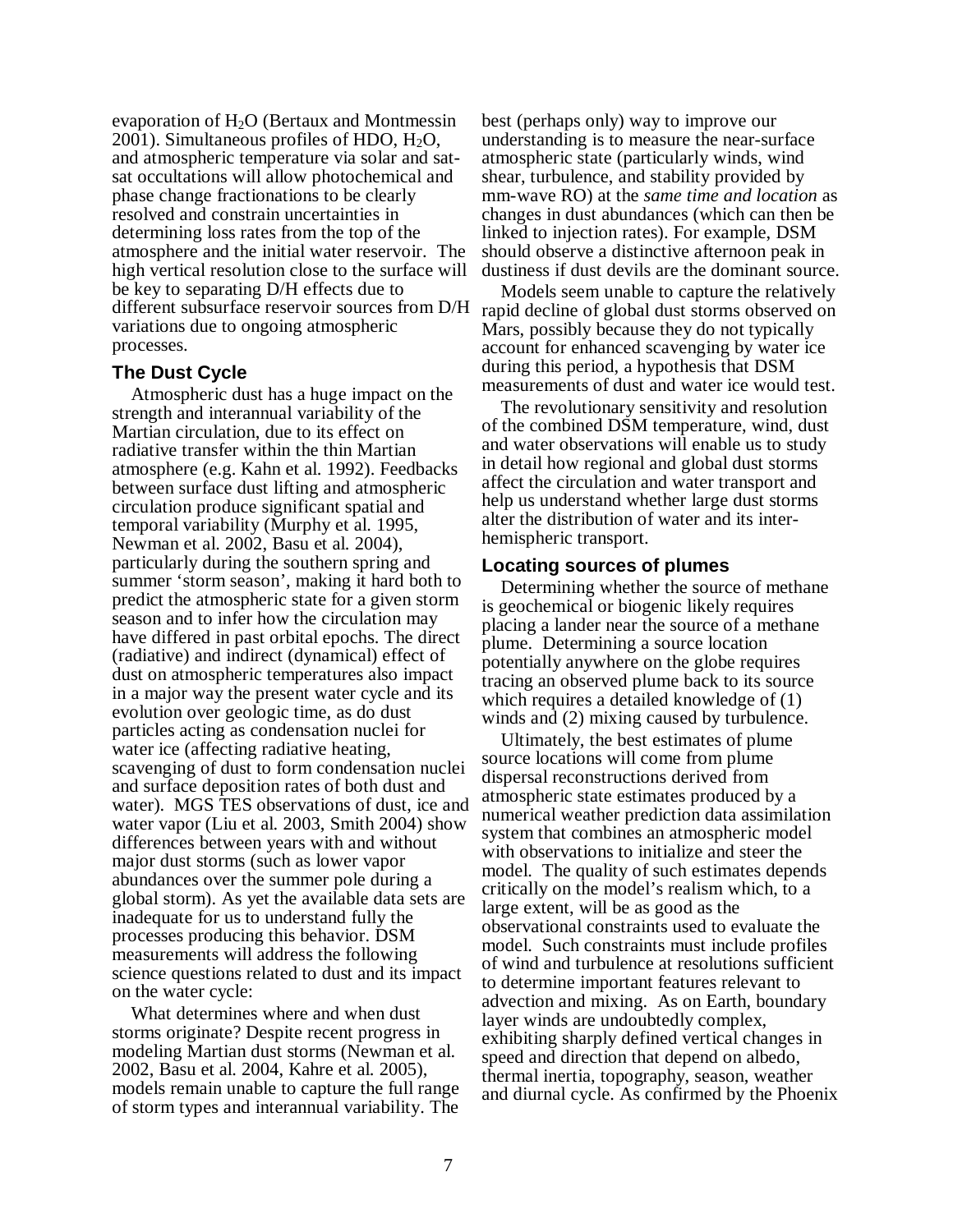evaporation of $H_2O$ (Bertaux and Montmessin 2001). Simultaneous profiles of HDO, $H_2O$, and atmospheric temperature via solar and sat-sat occultations will allow photochemical and phase change fractionations to be clearly resolved and constrain uncertainties in determining loss rates from the top of the atmosphere and the initial water reservoir. The high vertical resolution close to the surface will be key to separating D/H effects due to different subsurface reservoir sources from D/H variations due to ongoing atmospheric processes.

### The Dust Cycle

Atmospheric dust has a huge impact on the strength and interannual variability of the Martian circulation, due to its effect on radiative transfer within the thin Martian atmosphere (e.g. Kahn et al. 1992). Feedbacks between surface dust lifting and atmospheric circulation produce significant spatial and temporal variability (Murphy et al. 1995, Newman et al. 2002, Basu et al. 2004), particularly during the southern spring and summer 'storm season', making it hard both to predict the atmospheric state for a given storm season and to infer how the circulation may have differed in past orbital epochs. The direct (radiative) and indirect (dynamical) effect of dust on atmospheric temperatures also impact in a major way the present water cycle and its evolution over geologic time, as do dust particles acting as condensation nuclei for water ice (affecting radiative heating, scavenging of dust to form condensation nuclei and surface deposition rates of both dust and water). MGS TES observations of dust, ice and water vapor (Liu et al. 2003, Smith 2004) show differences between years with and without major dust storms (such as lower vapor abundances over the summer pole during a global storm). As yet the available data sets are inadequate for us to understand fully the processes producing this behavior. DSM measurements will address the following science questions related to dust and its impact on the water cycle:

What determines where and when dust storms originate? Despite recent progress in modeling Martian dust storms (Newman et al. 2002, Basu et al. 2004, Kahre et al. 2005), models remain unable to capture the full range of storm types and interannual variability. The best (perhaps only) way to improve our understanding is to measure the near-surface atmospheric state (particularly winds, wind shear, turbulence, and stability provided by mm-wave RO) at the *same time and location* as changes in dust abundances (which can then be linked to injection rates). For example, DSM should observe a distinctive afternoon peak in dustiness if dust devils are the dominant source.

Models seem unable to capture the relatively rapid decline of global dust storms observed on Mars, possibly because they do not typically account for enhanced scavenging by water ice during this period, a hypothesis that DSM measurements of dust and water ice would test.

The revolutionary sensitivity and resolution of the combined DSM temperature, wind, dust and water observations will enable us to study in detail how regional and global dust storms affect the circulation and water transport and help us understand whether large dust storms alter the distribution of water and its inter-hemispheric transport.

### Locating sources of plumes

Determining whether the source of methane is geochemical or biogenic likely requires placing a lander near the source of a methane plume. Determining a source location potentially anywhere on the globe requires tracing an observed plume back to its source which requires a detailed knowledge of (1) winds and (2) mixing caused by turbulence.

Ultimately, the best estimates of plume source locations will come from plume dispersal reconstructions derived from atmospheric state estimates produced by a numerical weather prediction data assimilation system that combines an atmospheric model with observations to initialize and steer the model. The quality of such estimates depends critically on the model's realism which, to a large extent, will be as good as the observational constraints used to evaluate the model. Such constraints must include profiles of wind and turbulence at resolutions sufficient to determine important features relevant to advection and mixing. As on Earth, boundary layer winds are undoubtedly complex, exhibiting sharply defined vertical changes in speed and direction that depend on albedo, thermal inertia, topography, season, weather and diurnal cycle. As confirmed by the Phoenix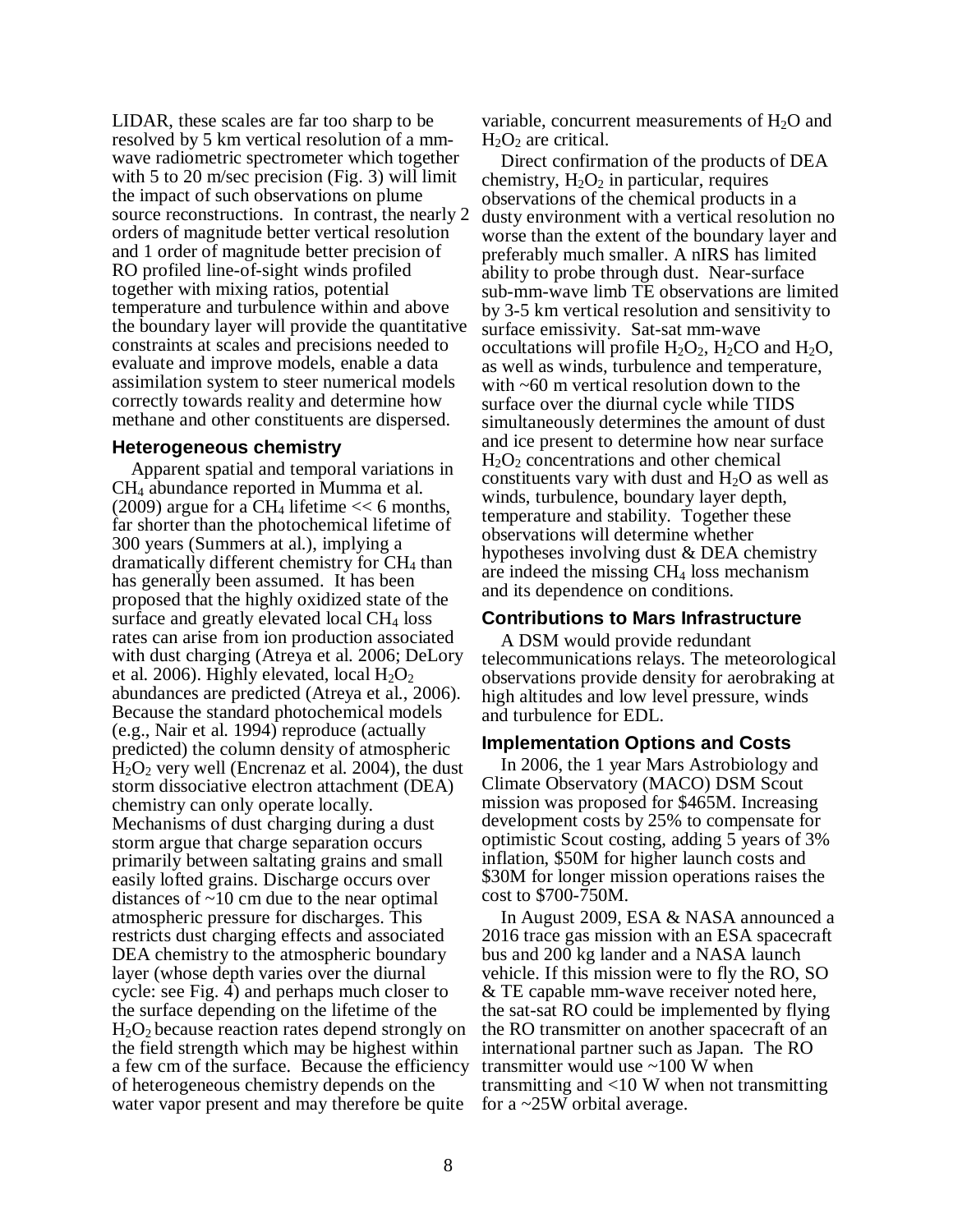LIDAR, these scales are far too sharp to be resolved by 5 km vertical resolution of a mm-wave radiometric spectrometer which together with 5 to 20 m/sec precision (Fig. 3) will limit the impact of such observations on plume source reconstructions. In contrast, the nearly 2 orders of magnitude better vertical resolution and 1 order of magnitude better precision of RO profiled line-of-sight winds profiled together with mixing ratios, potential temperature and turbulence within and above the boundary layer will provide the quantitative constraints at scales and precisions needed to evaluate and improve models, enable a data assimilation system to steer numerical models correctly towards reality and determine how methane and other constituents are dispersed.

### Heterogeneous chemistry

Apparent spatial and temporal variations in $CH_4$ abundance reported in Mumma et al. (2009) argue for a $CH_4$ lifetime << 6 months, far shorter than the photochemical lifetime of 300 years (Summers at al.), implying a dramatically different chemistry for $CH_4$ than has generally been assumed. It has been proposed that the highly oxidized state of the surface and greatly elevated local $CH_4$ loss rates can arise from ion production associated with dust charging (Atreya et al. 2006; DeLory et al. 2006). Highly elevated, local $H_2O_2$ abundances are predicted (Atreya et al., 2006). Because the standard photochemical models (e.g., Nair et al. 1994) reproduce (actually predicted) the column density of atmospheric $H_2O_2$ very well (Encrenaz et al. 2004), the dust storm dissociative electron attachment (DEA) chemistry can only operate locally. Mechanisms of dust charging during a dust storm argue that charge separation occurs primarily between saltating grains and small easily lofted grains. Discharge occurs over distances of ~10 cm due to the near optimal atmospheric pressure for discharges. This restricts dust charging effects and associated DEA chemistry to the atmospheric boundary layer (whose depth varies over the diurnal cycle: see Fig. 4) and perhaps much closer to the surface depending on the lifetime of the $H_2O_2$ because reaction rates depend strongly on the field strength which may be highest within a few cm of the surface. Because the efficiency of heterogeneous chemistry depends on the water vapor present and may therefore be quite variable, concurrent measurements of $H_2O$ and $H_2O_2$ are critical.

Direct confirmation of the products of DEA chemistry, $H_2O_2$ in particular, requires observations of the chemical products in a dusty environment with a vertical resolution no worse than the extent of the boundary layer and preferably much smaller. A nIRS has limited ability to probe through dust. Near-surface sub-mm-wave limb TE observations are limited by 3-5 km vertical resolution and sensitivity to surface emissivity. Sat-sat mm-wave occultations will profile $H_2O_2$, $H_2CO$ and $H_2O$, as well as winds, turbulence and temperature, with ~60 m vertical resolution down to the surface over the diurnal cycle while TIDS simultaneously determines the amount of dust and ice present to determine how near surface $H_2O_2$ concentrations and other chemical constituents vary with dust and $H_2O$ as well as winds, turbulence, boundary layer depth, temperature and stability. Together these observations will determine whether hypotheses involving dust & DEA chemistry are indeed the missing $CH_4$ loss mechanism and its dependence on conditions.

### Contributions to Mars Infrastructure

A DSM would provide redundant telecommunications relays. The meteorological observations provide density for aerobraking at high altitudes and low level pressure, winds and turbulence for EDL.

### Implementation Options and Costs

In 2006, the 1 year Mars Astrobiology and Climate Observatory (MACO) DSM Scout mission was proposed for \$465M. Increasing development costs by 25% to compensate for optimistic Scout costing, adding 5 years of 3% inflation, \$50M for higher launch costs and \$30M for longer mission operations raises the cost to \$700-750M.

In August 2009, ESA & NASA announced a 2016 trace gas mission with an ESA spacecraft bus and 200 kg lander and a NASA launch vehicle. If this mission were to fly the RO, SO & TE capable mm-wave receiver noted here, the sat-sat RO could be implemented by flying the RO transmitter on another spacecraft of an international partner such as Japan. The RO transmitter would use ~100 W when transmitting and <10 W when not transmitting for a ~25W orbital average.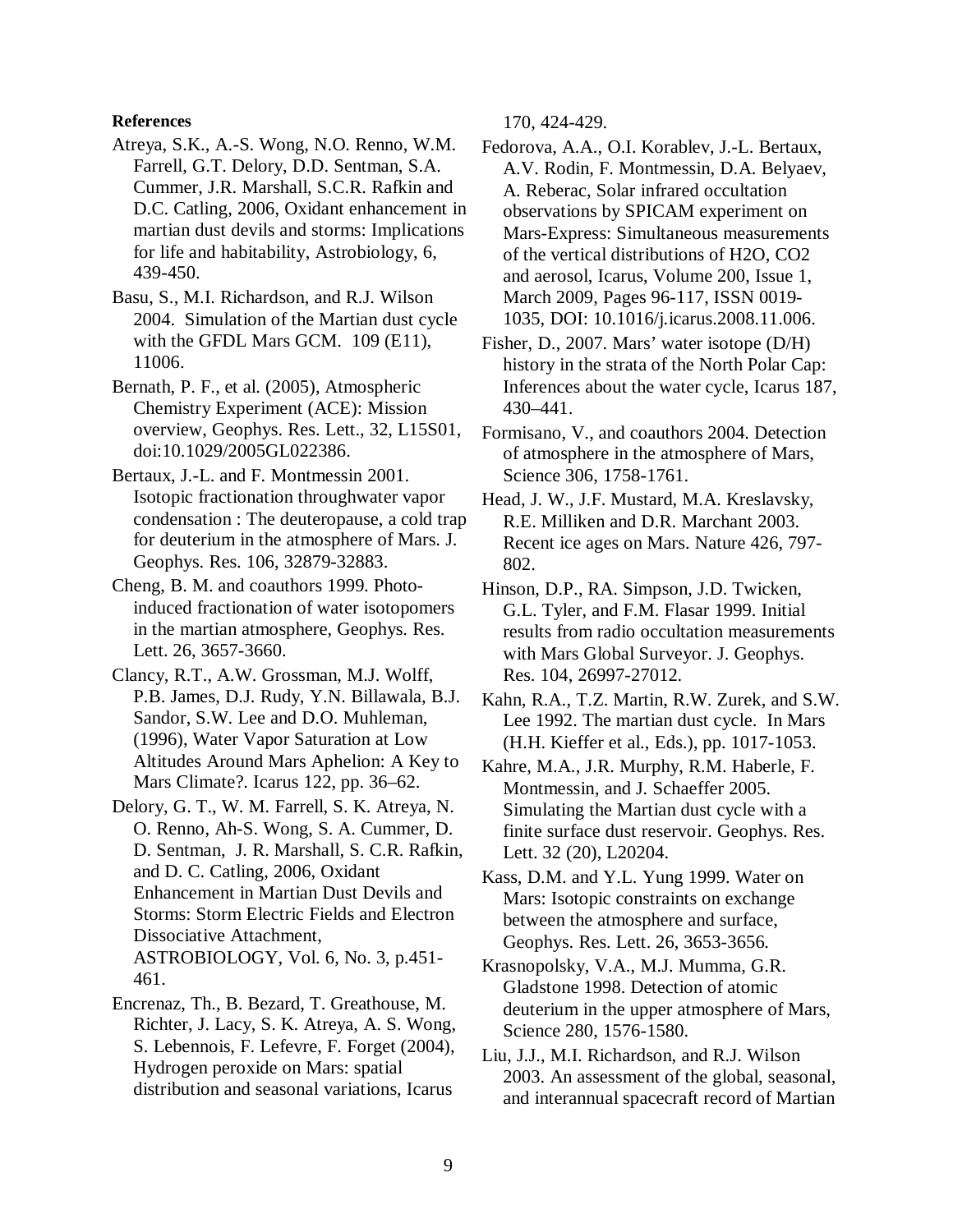**References**

Atreya, S.K., A.-S. Wong, N.O. Renno, W.M. Farrell, G.T. Delory, D.D. Sentman, S.A. Cummer, J.R. Marshall, S.C.R. Rafkin and D.C. Catling, 2006, Oxidant enhancement in martian dust devils and storms: Implications for life and habitability, Astrobiology, 6, 439-450.

Basu, S., M.I. Richardson, and R.J. Wilson 2004. Simulation of the Martian dust cycle with the GFDL Mars GCM. 109 (E11), 11006.

Bernath, P. F., et al. (2005), Atmospheric Chemistry Experiment (ACE): Mission overview, Geophys. Res. Lett., 32, L15S01, doi:10.1029/2005GL022386.

Bertaux, J.-L. and F. Montmessin 2001. Isotopic fractionation throughwater vapor condensation : The deuteropause, a cold trap for deuterium in the atmosphere of Mars. J. Geophys. Res. 106, 32879-32883.

Cheng, B. M. and coauthors 1999. Photo-induced fractionation of water isotopomers in the martian atmosphere, Geophys. Res. Lett. 26, 3657-3660.

Clancy, R.T., A.W. Grossman, M.J. Wolff, P.B. James, D.J. Rudy, Y.N. Billawala, B.J. Sandor, S.W. Lee and D.O. Muhleman, (1996), Water Vapor Saturation at Low Altitudes Around Mars Aphelion: A Key to Mars Climate?. Icarus 122, pp. 36–62.

Delory, G. T., W. M. Farrell, S. K. Atreya, N. O. Renno, Ah-S. Wong, S. A. Cummer, D. D. Sentman, J. R. Marshall, S. C.R. Rafkin, and D. C. Catling, 2006, Oxidant Enhancement in Martian Dust Devils and Storms: Storm Electric Fields and Electron Dissociative Attachment, ASTROBIOLOGY, Vol. 6, No. 3, p.451-461.

Encrenaz, Th., B. Bezard, T. Greathouse, M. Richter, J. Lacy, S. K. Atreya, A. S. Wong, S. Lebennois, F. Lefevre, F. Forget (2004), Hydrogen peroxide on Mars: spatial distribution and seasonal variations, Icarus 170, 424-429.

Fedorova, A.A., O.I. Korablev, J.-L. Bertaux, A.V. Rodin, F. Montmessin, D.A. Belyaev, A. Reberac, Solar infrared occultation observations by SPICAM experiment on Mars-Express: Simultaneous measurements of the vertical distributions of H2O, CO2 and aerosol, Icarus, Volume 200, Issue 1, March 2009, Pages 96-117, ISSN 0019-1035, DOI: 10.1016/j.icarus.2008.11.006.

Fisher, D., 2007. Mars' water isotope (D/H) history in the strata of the North Polar Cap: Inferences about the water cycle, Icarus 187, 430–441.

Formisano, V., and coauthors 2004. Detection of atmosphere in the atmosphere of Mars, Science 306, 1758-1761.

Head, J. W., J.F. Mustard, M.A. Kreslavsky, R.E. Milliken and D.R. Marchant 2003. Recent ice ages on Mars. Nature 426, 797-802.

Hinson, D.P., RA. Simpson, J.D. Twicken, G.L. Tyler, and F.M. Flasar 1999. Initial results from radio occultation measurements with Mars Global Surveyor. J. Geophys. Res. 104, 26997-27012.

Kahn, R.A., T.Z. Martin, R.W. Zurek, and S.W. Lee 1992. The martian dust cycle. In Mars (H.H. Kieffer et al., Eds.), pp. 1017-1053.

Kahre, M.A., J.R. Murphy, R.M. Haberle, F. Montmessin, and J. Schaeffer 2005. Simulating the Martian dust cycle with a finite surface dust reservoir. Geophys. Res. Lett. 32 (20), L20204.

Kass, D.M. and Y.L. Yung 1999. Water on Mars: Isotopic constraints on exchange between the atmosphere and surface, Geophys. Res. Lett. 26, 3653-3656.

Krasnopolsky, V.A., M.J. Mumma, G.R. Gladstone 1998. Detection of atomic deuterium in the upper atmosphere of Mars, Science 280, 1576-1580.

Liu, J.J., M.I. Richardson, and R.J. Wilson 2003. An assessment of the global, seasonal, and interannual spacecraft record of Martian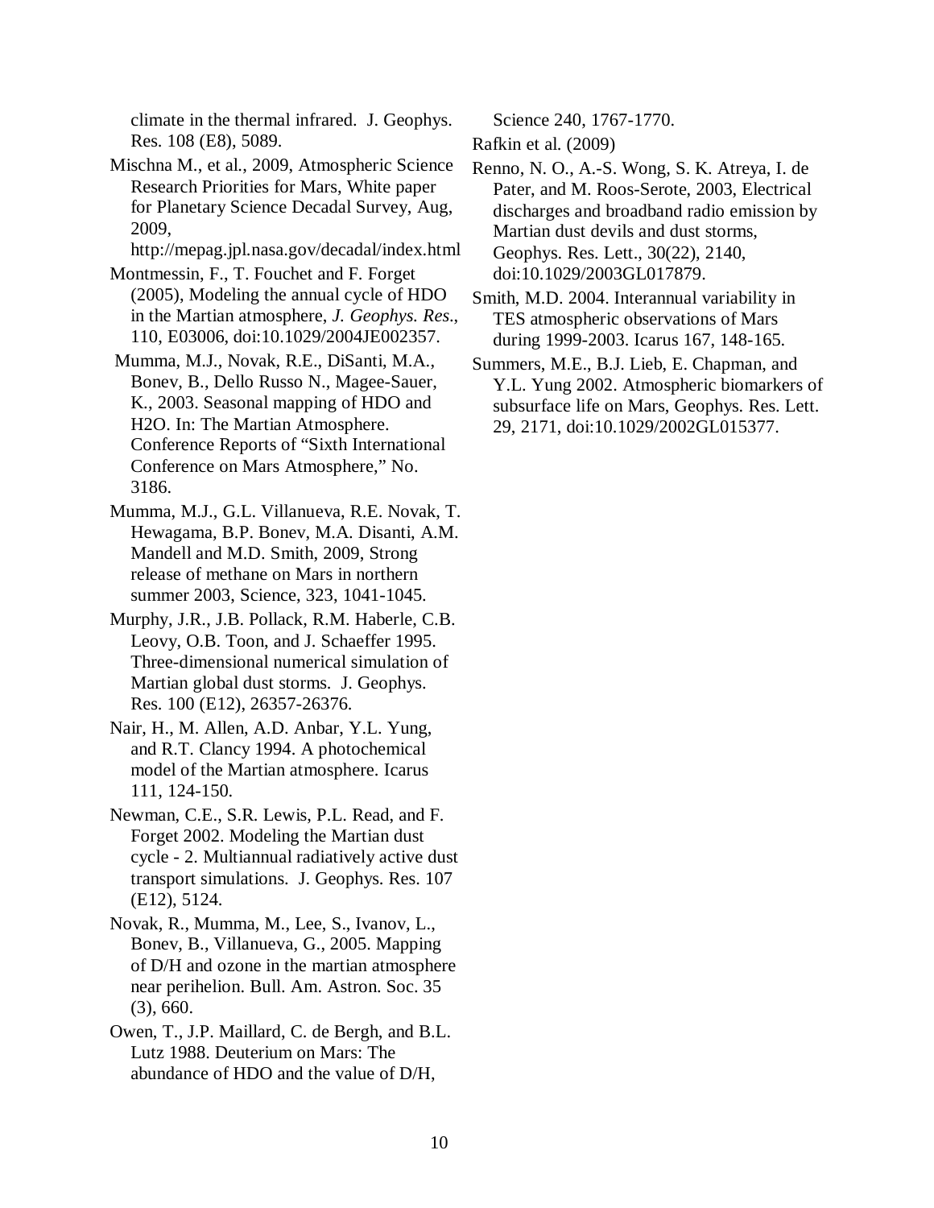climate in the thermal infrared. J. Geophys. Res. 108 (E8), 5089.

Mischna M., et al., 2009, Atmospheric Science Research Priorities for Mars, White paper for Planetary Science Decadal Survey, Aug, 2009, http://mepag.jpl.nasa.gov/decadal/index.html

Montmessin, F., T. Fouchet and F. Forget (2005), Modeling the annual cycle of HDO in the Martian atmosphere, *J. Geophys. Res*., 110, E03006, doi:10.1029/2004JE002357.

Mumma, M.J., Novak, R.E., DiSanti, M.A., Bonev, B., Dello Russo N., Magee-Sauer, K., 2003. Seasonal mapping of HDO and H2O. In: The Martian Atmosphere. Conference Reports of "Sixth International Conference on Mars Atmosphere," No. 3186.

Mumma, M.J., G.L. Villanueva, R.E. Novak, T. Hewagama, B.P. Bonev, M.A. Disanti, A.M. Mandell and M.D. Smith, 2009, Strong release of methane on Mars in northern summer 2003, Science, 323, 1041-1045.

Murphy, J.R., J.B. Pollack, R.M. Haberle, C.B. Leovy, O.B. Toon, and J. Schaeffer 1995. Three-dimensional numerical simulation of Martian global dust storms. J. Geophys. Res. 100 (E12), 26357-26376.

Nair, H., M. Allen, A.D. Anbar, Y.L. Yung, and R.T. Clancy 1994. A photochemical model of the Martian atmosphere. Icarus 111, 124-150.

Newman, C.E., S.R. Lewis, P.L. Read, and F. Forget 2002. Modeling the Martian dust cycle - 2. Multiannual radiatively active dust transport simulations. J. Geophys. Res. 107 (E12), 5124.

Novak, R., Mumma, M., Lee, S., Ivanov, L., Bonev, B., Villanueva, G., 2005. Mapping of D/H and ozone in the martian atmosphere near perihelion. Bull. Am. Astron. Soc. 35 (3), 660.

Owen, T., J.P. Maillard, C. de Bergh, and B.L. Lutz 1988. Deuterium on Mars: The abundance of HDO and the value of D/H, Science 240, 1767-1770.

Rafkin et al. (2009)

Renno, N. O., A.-S. Wong, S. K. Atreya, I. de Pater, and M. Roos-Serote, 2003, Electrical discharges and broadband radio emission by Martian dust devils and dust storms, Geophys. Res. Lett., 30(22), 2140, doi:10.1029/2003GL017879.

Smith, M.D. 2004. Interannual variability in TES atmospheric observations of Mars during 1999-2003. Icarus 167, 148-165.

Summers, M.E., B.J. Lieb, E. Chapman, and Y.L. Yung 2002. Atmospheric biomarkers of subsurface life on Mars, Geophys. Res. Lett. 29, 2171, doi:10.1029/2002GL015377.